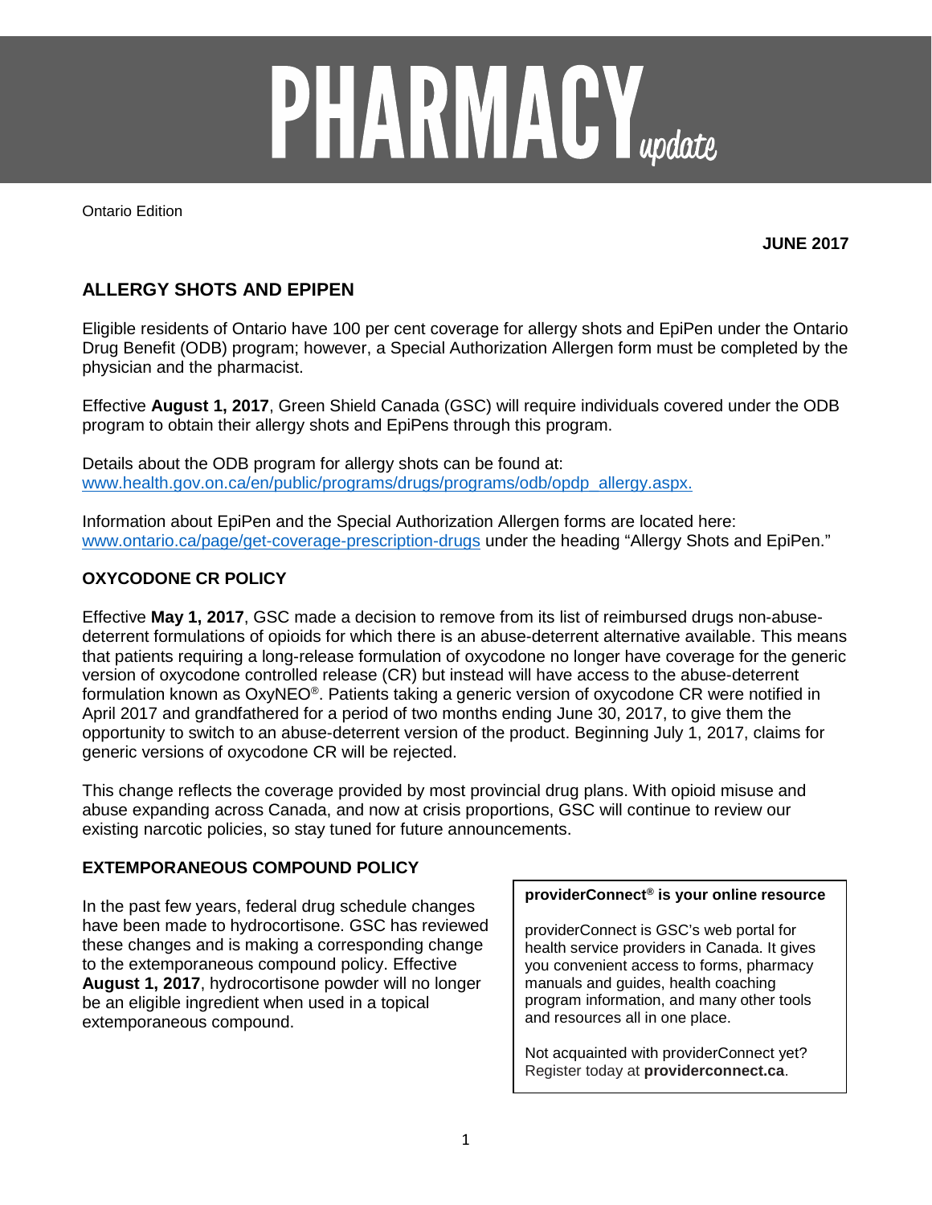# PHARMACY *update*

Ontario Edition

**JUNE 2017**

## ALLERGY SHOTS AND EPIPEN

Eligible residents of Ontario have 100 per cent coverage for allergy shots and EpiPen under the Ontario Drug Benefit (ODB) program; however, a Special Authorization Allergen form must be completed by the physician and the pharmacist.

Effective **August 1, 2017**, Green Shield Canada (GSC) will require individuals covered under the ODB program to obtain their allergy shots and EpiPens through this program.

Details about the ODB program for allergy shots can be found at: www.health.gov.on.ca/en/public/programs/drugs/programs/odb/opdp_allergy.aspx.

Information about EpiPen and the Special Authorization Allergen forms are located here: www.ontario.ca/page/get-coverage-prescription-drugs under the heading "Allergy Shots and EpiPen."

### OXYCODONE CR POLICY

Effective **May 1, 2017**, GSC made a decision to remove from its list of reimbursed drugs non-abuse-deterrent formulations of opioids for which there is an abuse-deterrent alternative available. This means that patients requiring a long-release formulation of oxycodone no longer have coverage for the generic version of oxycodone controlled release (CR) but instead will have access to the abuse-deterrent formulation known as OxyNEO®. Patients taking a generic version of oxycodone CR were notified in April 2017 and grandfathered for a period of two months ending June 30, 2017, to give them the opportunity to switch to an abuse-deterrent version of the product. Beginning July 1, 2017, claims for generic versions of oxycodone CR will be rejected.

This change reflects the coverage provided by most provincial drug plans. With opioid misuse and abuse expanding across Canada, and now at crisis proportions, GSC will continue to review our existing narcotic policies, so stay tuned for future announcements.

### EXTEMPORANEOUS COMPOUND POLICY

In the past few years, federal drug schedule changes have been made to hydrocortisone. GSC has reviewed these changes and is making a corresponding change to the extemporaneous compound policy. Effective **August 1, 2017**, hydrocortisone powder will no longer be an eligible ingredient when used in a topical extemporaneous compound.

**providerConnect® is your online resource**

providerConnect is GSC's web portal for health service providers in Canada. It gives you convenient access to forms, pharmacy manuals and guides, health coaching program information, and many other tools and resources all in one place.

Not acquainted with providerConnect yet? Register today at **providerconnect.ca**.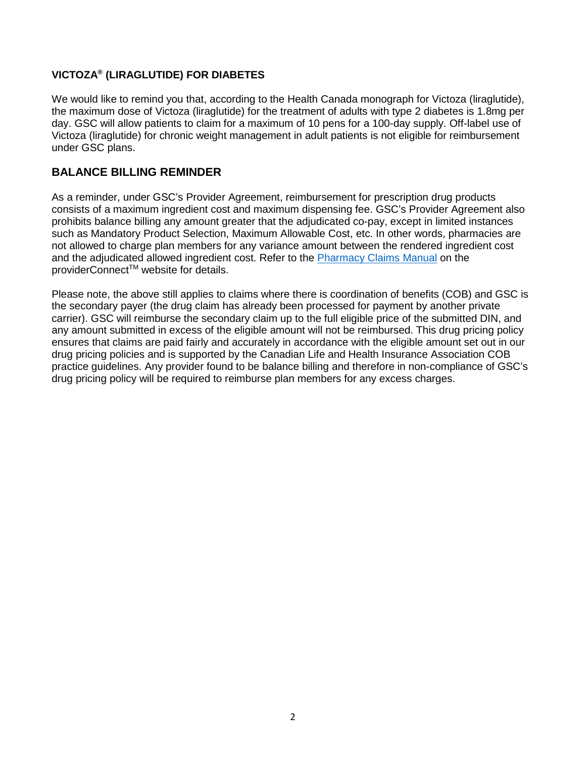### VICTOZA® (LIRAGLUTIDE) FOR DIABETES

We would like to remind you that, according to the Health Canada monograph for Victoza (liraglutide), the maximum dose of Victoza (liraglutide) for the treatment of adults with type 2 diabetes is 1.8mg per day. GSC will allow patients to claim for a maximum of 10 pens for a 100-day supply. Off-label use of Victoza (liraglutide) for chronic weight management in adult patients is not eligible for reimbursement under GSC plans.

## BALANCE BILLING REMINDER

As a reminder, under GSC's Provider Agreement, reimbursement for prescription drug products consists of a maximum ingredient cost and maximum dispensing fee. GSC's Provider Agreement also prohibits balance billing any amount greater that the adjudicated co-pay, except in limited instances such as Mandatory Product Selection, Maximum Allowable Cost, etc. In other words, pharmacies are not allowed to charge plan members for any variance amount between the rendered ingredient cost and the adjudicated allowed ingredient cost. Refer to the Pharmacy Claims Manual on the providerConnect™ website for details.

Please note, the above still applies to claims where there is coordination of benefits (COB) and GSC is the secondary payer (the drug claim has already been processed for payment by another private carrier). GSC will reimburse the secondary claim up to the full eligible price of the submitted DIN, and any amount submitted in excess of the eligible amount will not be reimbursed. This drug pricing policy ensures that claims are paid fairly and accurately in accordance with the eligible amount set out in our drug pricing policies and is supported by the Canadian Life and Health Insurance Association COB practice guidelines. Any provider found to be balance billing and therefore in non-compliance of GSC's drug pricing policy will be required to reimburse plan members for any excess charges.